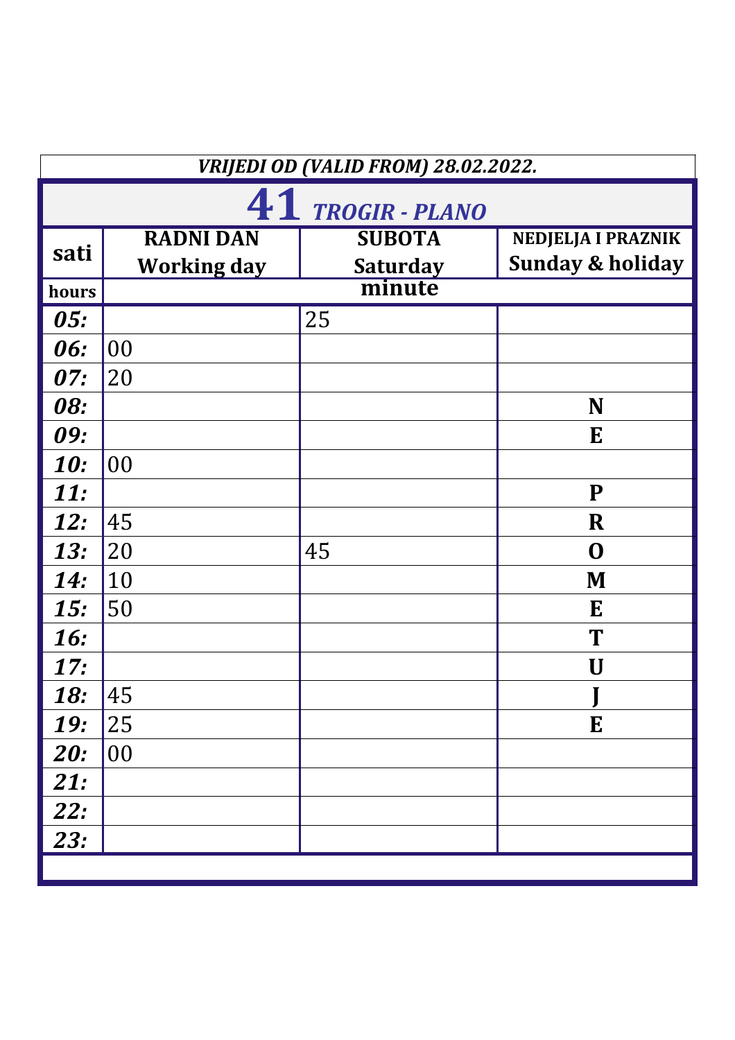*VRIJEDI OD (VALID FROM) 28.02.2022.*

# 41 *TROGIR - PLANO*

| sati | RADNI DAN Working day | SUBOTA Saturday | NEDJELJA I PRAZNIK Sunday & holiday |
|---|---|---|---|
| hours | | minute | |
| ***05:*** | | 25 | |
| ***06:*** | 00 | | |
| ***07:*** | 20 | | |
| ***08:*** | | | **N** |
| ***09:*** | | | **E** |
| ***10:*** | 00 | | |
| ***11:*** | | | **P** |
| ***12:*** | 45 | | **R** |
| ***13:*** | 20 | 45 | **O** |
| ***14:*** | 10 | | **M** |
| ***15:*** | 50 | | **E** |
| ***16:*** | | | **T** |
| ***17:*** | | | **U** |
| ***18:*** | 45 | | **J** |
| ***19:*** | 25 | | **E** |
| ***20:*** | 00 | | |
| ***21:*** | | | |
| ***22:*** | | | |
| ***23:*** | | | |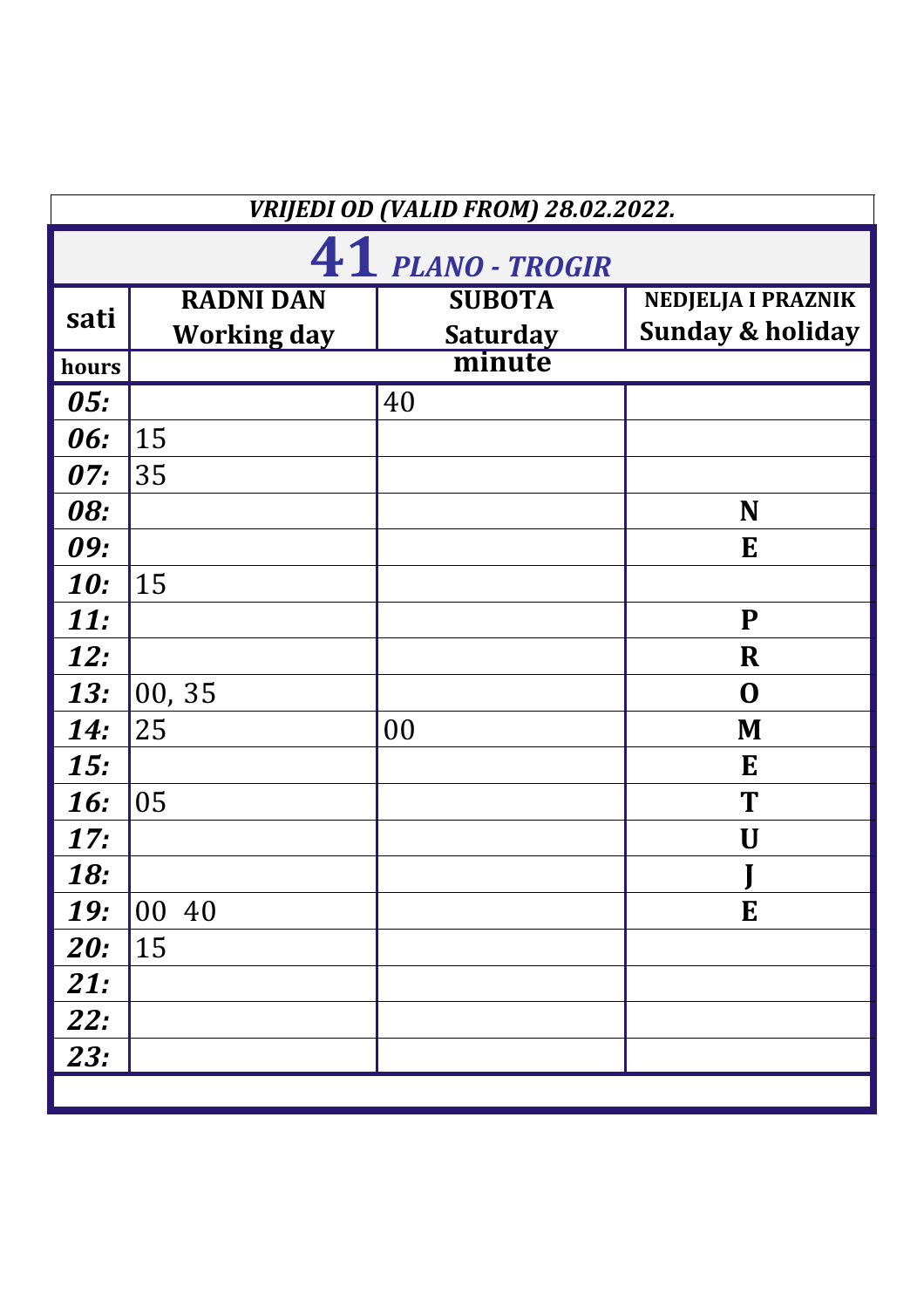*VRIJEDI OD (VALID FROM) 28.02.2022.*

# 41 *PLANO - TROGIR*

| sati | RADNI DAN Working day | SUBOTA Saturday | NEDJELJA I PRAZNIK Sunday & holiday |
|---|---|---|---|
| hours | minute | | |
| ***05:*** | | 40 | |
| ***06:*** | 15 | | |
| ***07:*** | 35 | | |
| ***08:*** | | | **N** |
| ***09:*** | | | **E** |
| ***10:*** | 15 | | |
| ***11:*** | | | **P** |
| ***12:*** | | | **R** |
| ***13:*** | 00, 35 | | **O** |
| ***14:*** | 25 | 00 | **M** |
| ***15:*** | | | **E** |
| ***16:*** | 05 | | **T** |
| ***17:*** | | | **U** |
| ***18:*** | | | **J** |
| ***19:*** | 00 40 | | **E** |
| ***20:*** | 15 | | |
| ***21:*** | | | |
| ***22:*** | | | |
| ***23:*** | | | |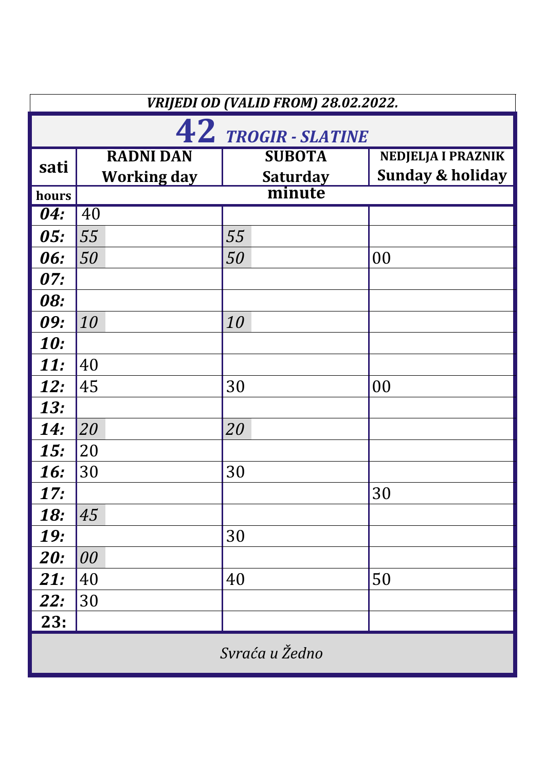***VRIJEDI OD (VALID FROM) 28.02.2022.***

# 42 *TROGIR - SLATINE*

| sati | RADNI DAN Working day | SUBOTA Saturday | NEDJELJA I PRAZNIK Sunday & holiday |
|---|---|---|---|
| hours | minute | | |
| ***04:*** | 40 | | |
| ***05:*** | *55* | *55* | |
| ***06:*** | *50* | *50* | 00 |
| ***07:*** | | | |
| ***08:*** | | | |
| ***09:*** | *10* | *10* | |
| ***10:*** | | | |
| ***11:*** | 40 | | |
| ***12:*** | 45 | 30 | 00 |
| ***13:*** | | | |
| ***14:*** | *20* | *20* | |
| ***15:*** | 20 | | |
| ***16:*** | 30 | 30 | |
| ***17:*** | | | 30 |
| ***18:*** | *45* | | |
| ***19:*** | | 30 | |
| ***20:*** | *00* | | |
| ***21:*** | 40 | 40 | 50 |
| ***22:*** | 30 | | |
| **23:** | | | |

*Svraća u Žedno*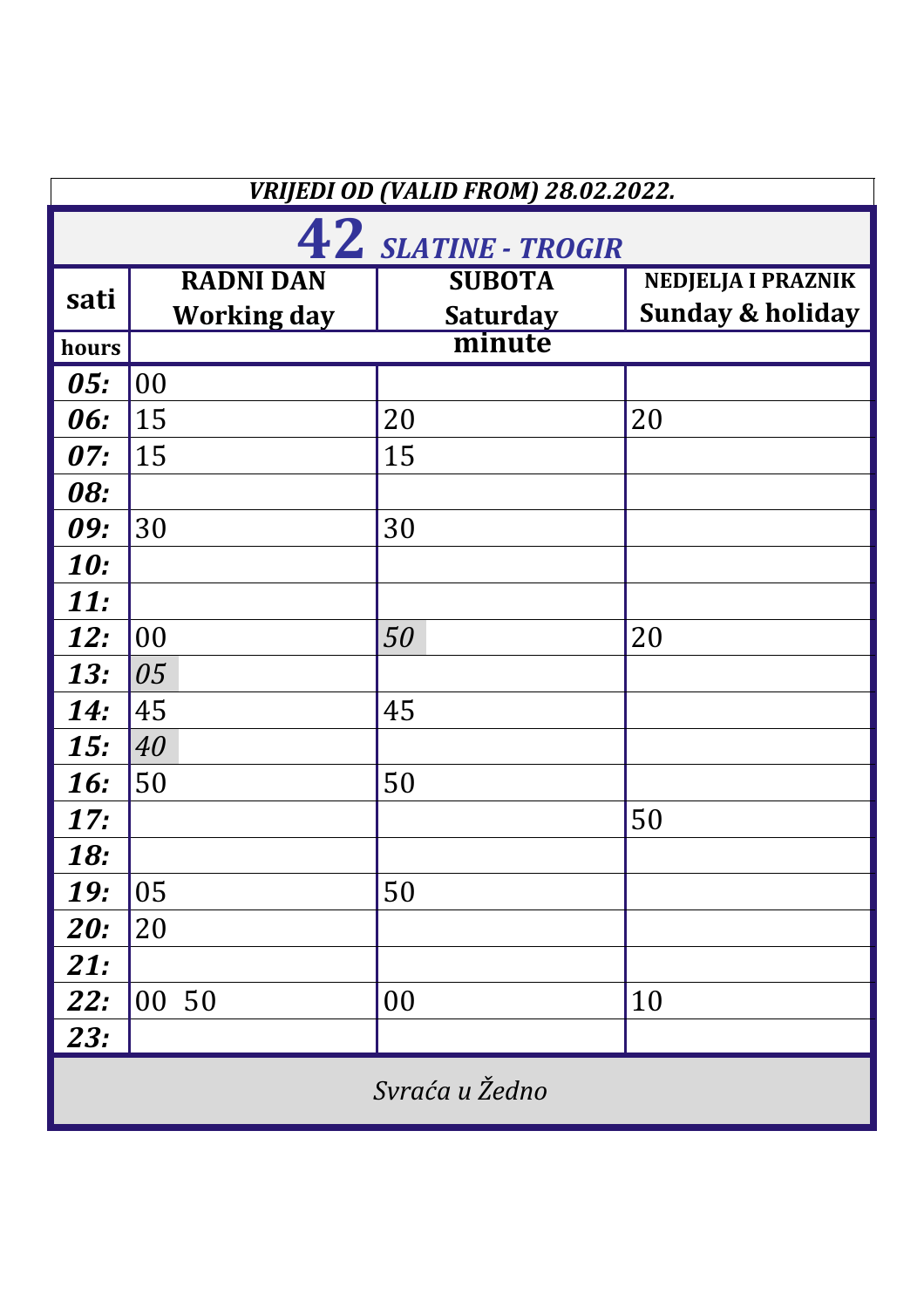*VRIJEDI OD (VALID FROM) 28.02.2022.*

# 42 *SLATINE - TROGIR*

| sati / hours | RADNI DAN Working day | SUBOTA Saturday | NEDJELJA I PRAZNIK Sunday & holiday |
|---|---|---|---|
| | minute | | |
| ***05:*** | 00 | | |
| ***06:*** | 15 | 20 | 20 |
| ***07:*** | 15 | 15 | |
| ***08:*** | | | |
| ***09:*** | 30 | 30 | |
| ***10:*** | | | |
| ***11:*** | | | |
| ***12:*** | 00 | *50* | 20 |
| ***13:*** | *05* | | |
| ***14:*** | 45 | 45 | |
| ***15:*** | *40* | | |
| ***16:*** | 50 | 50 | |
| ***17:*** | | | 50 |
| ***18:*** | | | |
| ***19:*** | 05 | 50 | |
| ***20:*** | 20 | | |
| ***21:*** | | | |
| ***22:*** | 00 50 | 00 | 10 |
| ***23:*** | | | |

*Svraća u Žedno*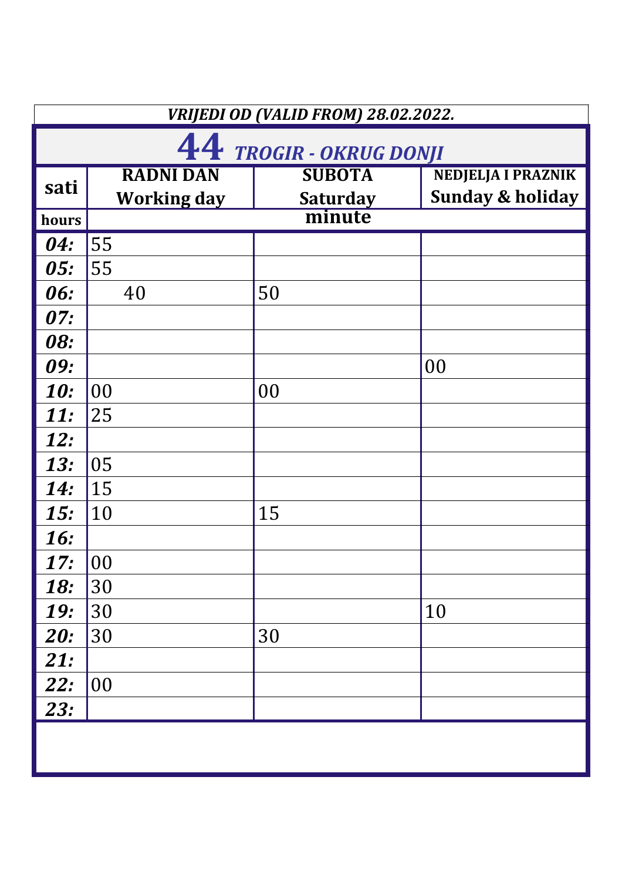*VRIJEDI OD (VALID FROM) 28.02.2022.*

# 44 *TROGIR - OKRUG DONJI*

| sati / hours | RADNI DAN Working day | SUBOTA Saturday | NEDJELJA I PRAZNIK Sunday & holiday |
|---|---|---|---|
| | minute | | |
| **04:** | 55 | | |
| **05:** | 55 | | |
| **06:** | 40 | 50 | |
| **07:** | | | |
| **08:** | | | |
| **09:** | | | 00 |
| **10:** | 00 | 00 | |
| **11:** | 25 | | |
| **12:** | | | |
| **13:** | 05 | | |
| **14:** | 15 | | |
| **15:** | 10 | 15 | |
| **16:** | | | |
| **17:** | 00 | | |
| **18:** | 30 | | |
| **19:** | 30 | | 10 |
| **20:** | 30 | 30 | |
| **21:** | | | |
| **22:** | 00 | | |
| **23:** | | | |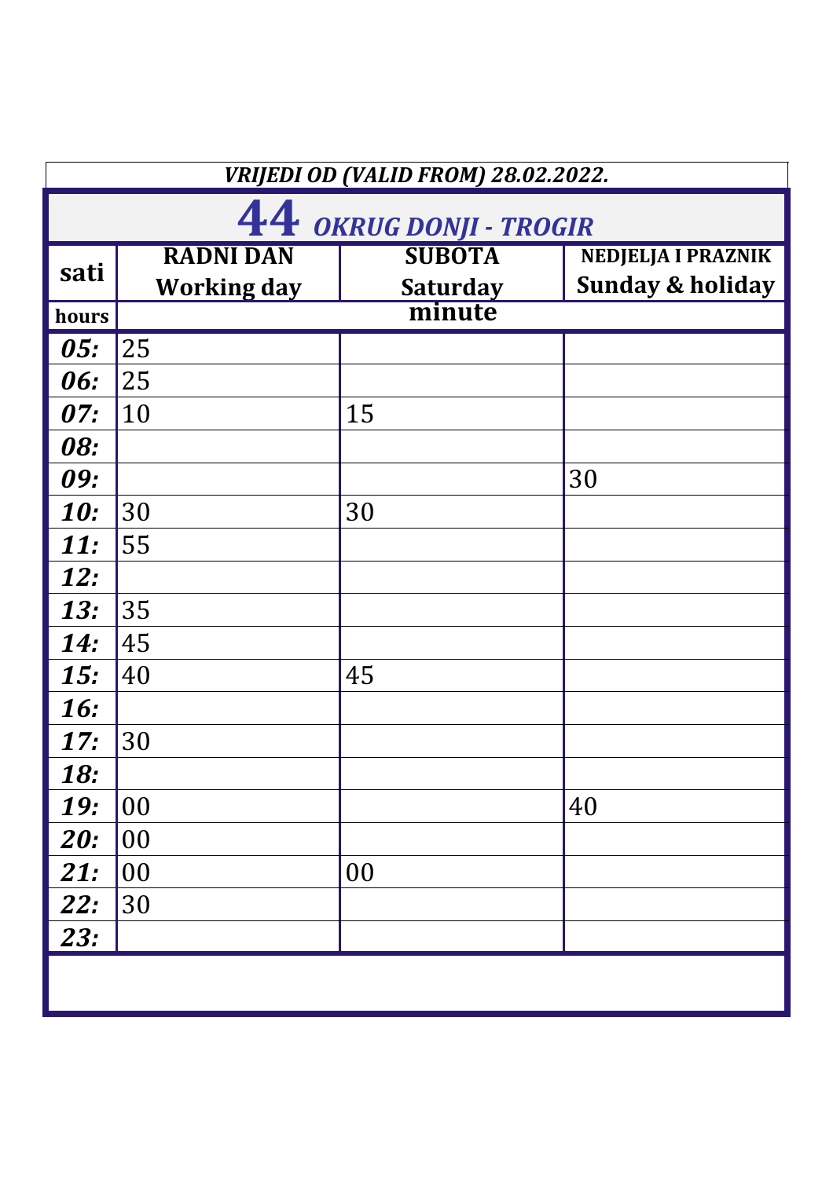*VRIJEDI OD (VALID FROM) 28.02.2022.*

# 44 *OKRUG DONJI - TROGIR*

| sati | RADNI DAN Working day | SUBOTA Saturday | NEDJELJA I PRAZNIK Sunday & holiday |
|---|---|---|---|
| hours | minute | | |
| ***05:*** | 25 | | |
| ***06:*** | 25 | | |
| ***07:*** | 10 | 15 | |
| ***08:*** | | | |
| ***09:*** | | | 30 |
| ***10:*** | 30 | 30 | |
| ***11:*** | 55 | | |
| ***12:*** | | | |
| ***13:*** | 35 | | |
| ***14:*** | 45 | | |
| ***15:*** | 40 | 45 | |
| ***16:*** | | | |
| ***17:*** | 30 | | |
| ***18:*** | | | |
| ***19:*** | 00 | | 40 |
| ***20:*** | 00 | | |
| ***21:*** | 00 | 00 | |
| ***22:*** | 30 | | |
| ***23:*** | | | |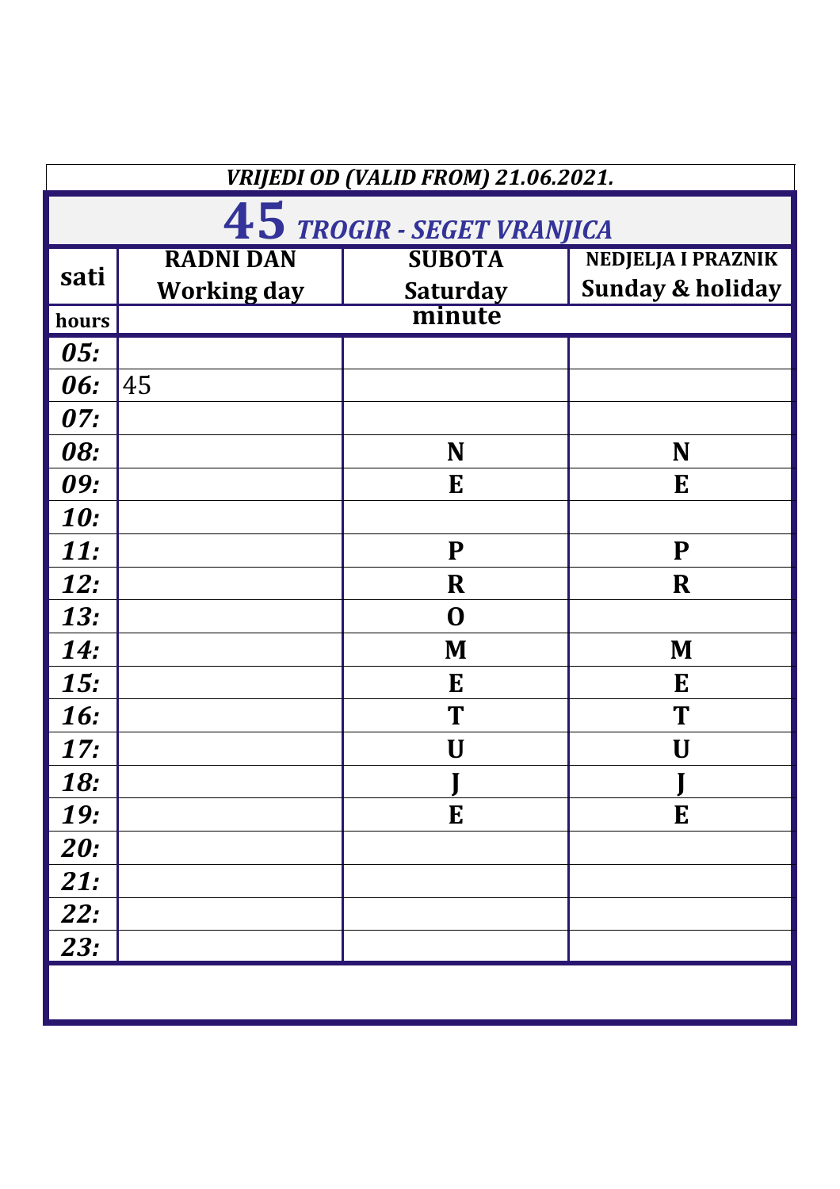*VRIJEDI OD (VALID FROM) 21.06.2021.*

# 45 *TROGIR - SEGET VRANJICA*

| sati | RADNI DAN Working day | SUBOTA Saturday | NEDJELJA I PRAZNIK Sunday & holiday |
|---|---|---|---|
| hours | | minute | |
| *05:* | | | |
| *06:* | 45 | | |
| *07:* | | | |
| *08:* | | **N** | **N** |
| *09:* | | **E** | **E** |
| *10:* | | | |
| *11:* | | **P** | **P** |
| *12:* | | **R** | **R** |
| *13:* | | **O** | |
| *14:* | | **M** | **M** |
| *15:* | | **E** | **E** |
| *16:* | | **T** | **T** |
| *17:* | | **U** | **U** |
| *18:* | | **J** | **J** |
| *19:* | | **E** | **E** |
| *20:* | | | |
| *21:* | | | |
| *22:* | | | |
| *23:* | | | |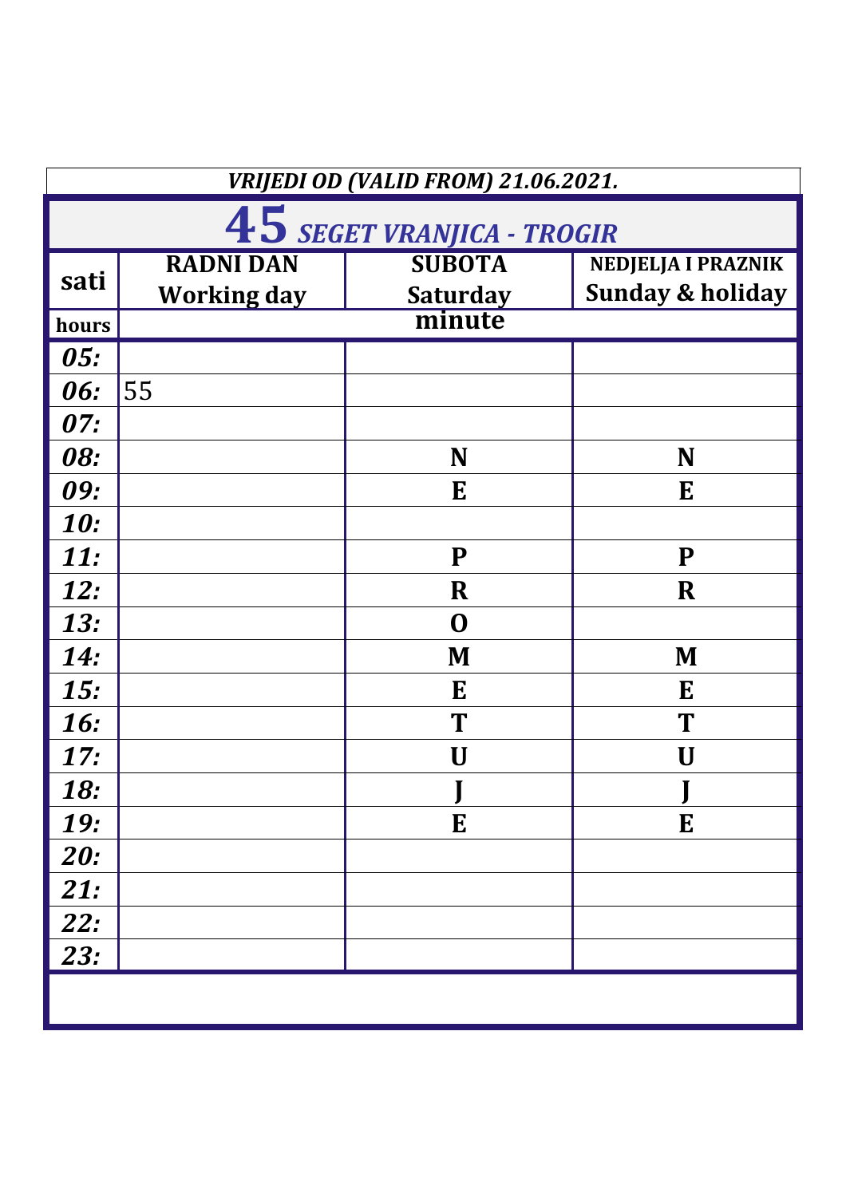*VRIJEDI OD (VALID FROM) 21.06.2021.*

# 45 *SEGET VRANJICA - TROGIR*

| sati / hours | RADNI DAN Working day | SUBOTA Saturday | NEDJELJA I PRAZNIK Sunday & holiday |
|---|---|---|---|
| | minute | | |
| ***05:*** | | | |
| ***06:*** | 55 | | |
| ***07:*** | | | |
| ***08:*** | | **N** | **N** |
| ***09:*** | | **E** | **E** |
| ***10:*** | | | |
| ***11:*** | | **P** | **P** |
| ***12:*** | | **R** | **R** |
| ***13:*** | | **O** | |
| ***14:*** | | **M** | **M** |
| ***15:*** | | **E** | **E** |
| ***16:*** | | **T** | **T** |
| ***17:*** | | **U** | **U** |
| ***18:*** | | **J** | **J** |
| ***19:*** | | **E** | **E** |
| ***20:*** | | | |
| ***21:*** | | | |
| ***22:*** | | | |
| ***23:*** | | | |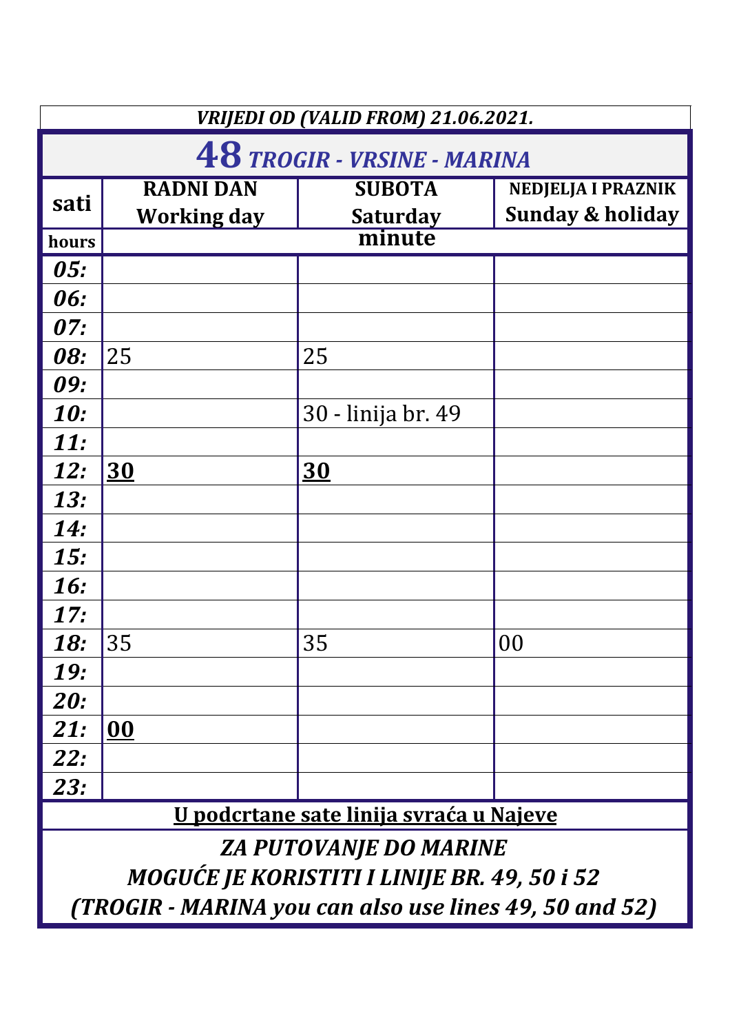*VRIJEDI OD (VALID FROM) 21.06.2021.*

# 48 *TROGIR - VRSINE - MARINA*

| sati | RADNI DAN Working day | SUBOTA Saturday | NEDJELJA I PRAZNIK Sunday & holiday |
|---|---|---|---|
| hours | | minute | |
| *05:* | | | |
| *06:* | | | |
| *07:* | | | |
| *08:* | 25 | 25 | |
| *09:* | | | |
| *10:* | | 30 - linija br. 49 | |
| *11:* | | | |
| *12:* | **30** | **30** | |
| *13:* | | | |
| *14:* | | | |
| *15:* | | | |
| *16:* | | | |
| *17:* | | | |
| *18:* | 35 | 35 | 00 |
| *19:* | | | |
| *20:* | | | |
| *21:* | **00** | | |
| *22:* | | | |
| *23:* | | | |

**U podcrtane sate linija svraća u Najeve**

***ZA PUTOVANJE DO MARINE***
***MOGUĆE JE KORISTITI I LINIJE BR. 49, 50 i 52***
***(TROGIR - MARINA you can also use lines 49, 50 and 52)***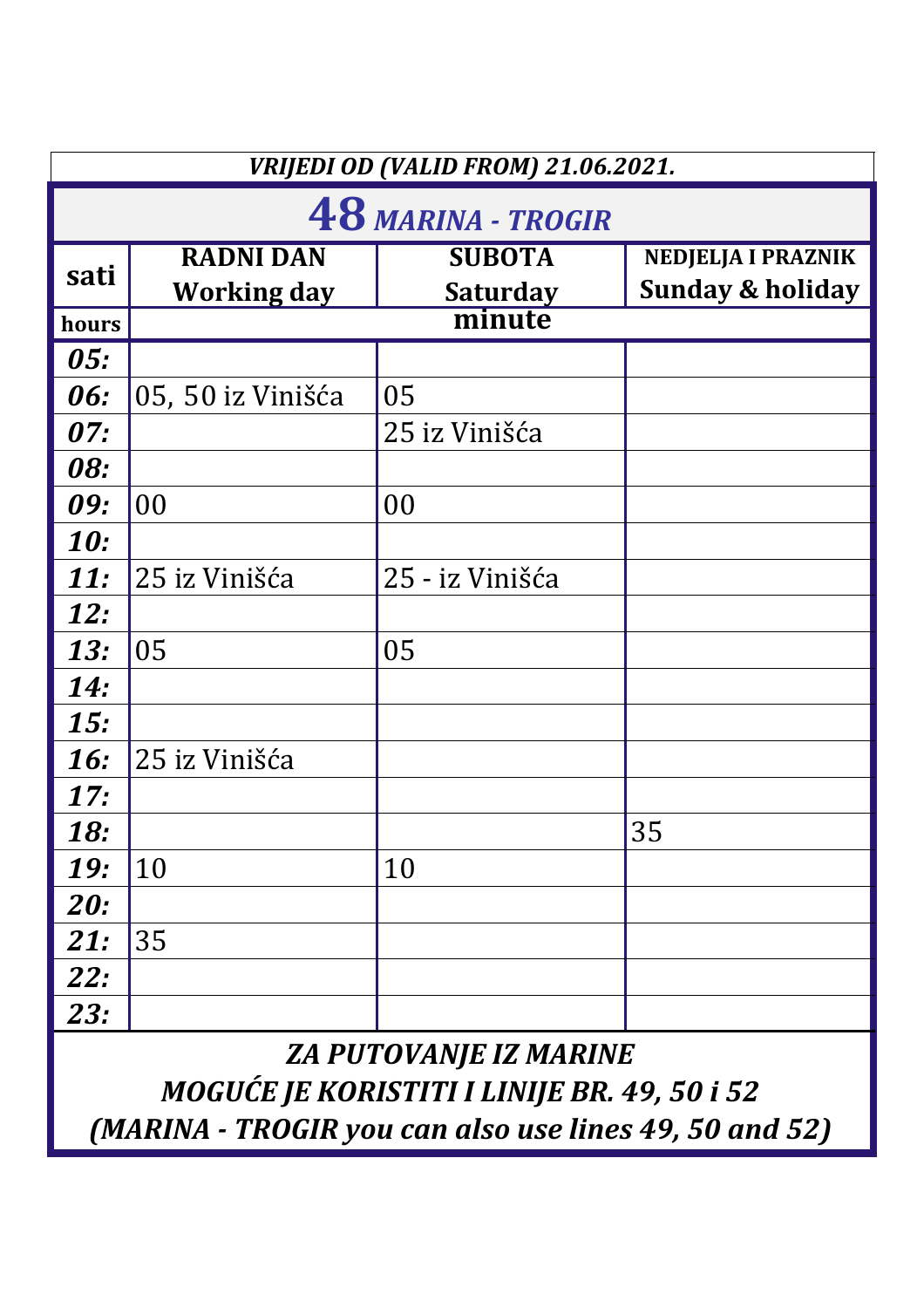*VRIJEDI OD (VALID FROM) 21.06.2021.*

# 48 *MARINA - TROGIR*

| sati | RADNI DAN Working day | SUBOTA Saturday | NEDJELJA I PRAZNIK Sunday & holiday |
|---|---|---|---|
| hours | minute | | |
| ***05:*** | | | |
| ***06:*** | 05, 50 iz Vinišća | 05 | |
| ***07:*** | | 25 iz Vinišća | |
| ***08:*** | | | |
| ***09:*** | 00 | 00 | |
| ***10:*** | | | |
| ***11:*** | 25 iz Vinišća | 25 - iz Vinišća | |
| ***12:*** | | | |
| ***13:*** | 05 | 05 | |
| ***14:*** | | | |
| ***15:*** | | | |
| ***16:*** | 25 iz Vinišća | | |
| ***17:*** | | | |
| ***18:*** | | | 35 |
| ***19:*** | 10 | 10 | |
| ***20:*** | | | |
| ***21:*** | 35 | | |
| ***22:*** | | | |
| ***23:*** | | | |

***ZA PUTOVANJE IZ MARINE***
***MOGUĆE JE KORISTITI I LINIJE BR. 49, 50 i 52***
***(MARINA - TROGIR you can also use lines 49, 50 and 52)***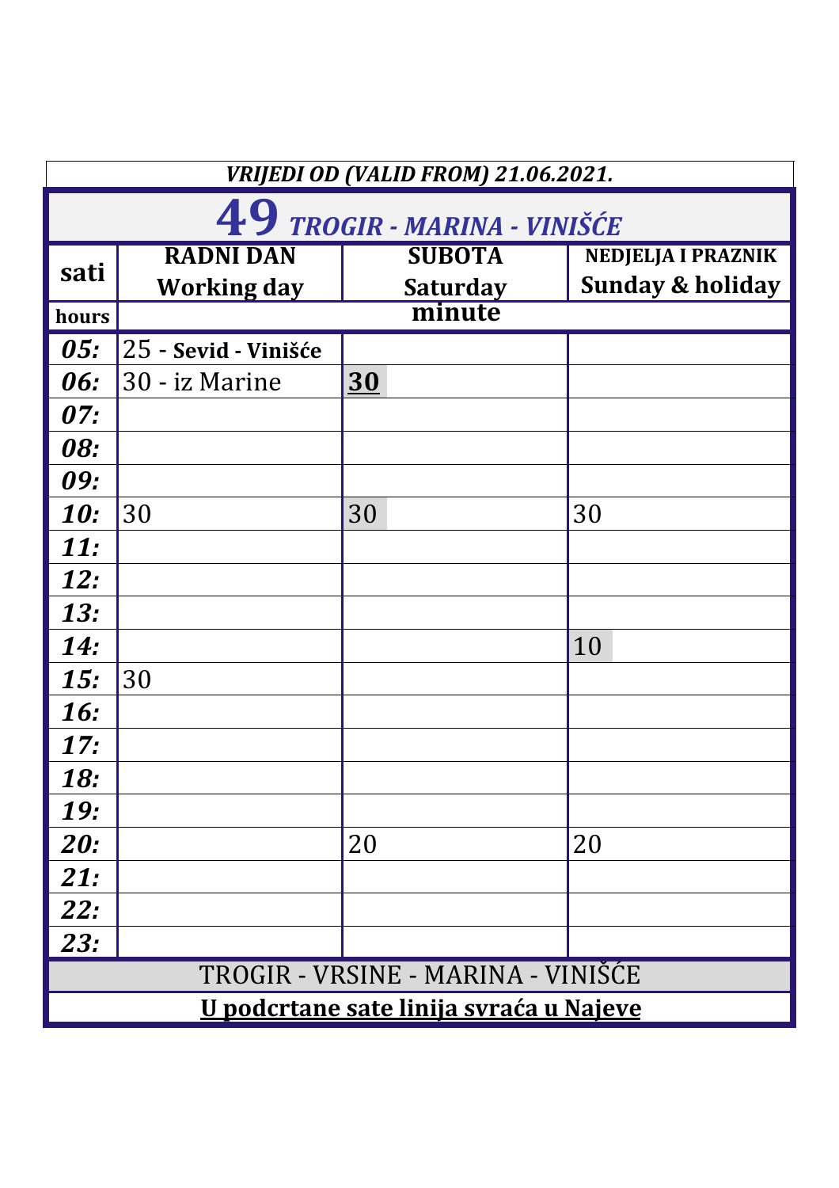*VRIJEDI OD (VALID FROM) 21.06.2021.*

# 49 *TROGIR - MARINA - VINIŠĆE*

| sati | RADNI DAN Working day | SUBOTA Saturday | NEDJELJA I PRAZNIK Sunday & holiday |
|---|---|---|---|
| hours | minute | | |
| ***05:*** | 25 - **Sevid - Vinišće** | | |
| ***06:*** | 30 - iz Marine | <u>**30**</u> | |
| ***07:*** | | | |
| ***08:*** | | | |
| ***09:*** | | | |
| ***10:*** | 30 | 30 | 30 |
| ***11:*** | | | |
| ***12:*** | | | |
| ***13:*** | | | |
| ***14:*** | | | 10 |
| ***15:*** | 30 | | |
| ***16:*** | | | |
| ***17:*** | | | |
| ***18:*** | | | |
| ***19:*** | | | |
| ***20:*** | | 20 | 20 |
| ***21:*** | | | |
| ***22:*** | | | |
| ***23:*** | | | |

TROGIR - VRSINE - MARINA - VINIŠĆE

<u>**U podcrtane sate linija svraća u Najeve**</u>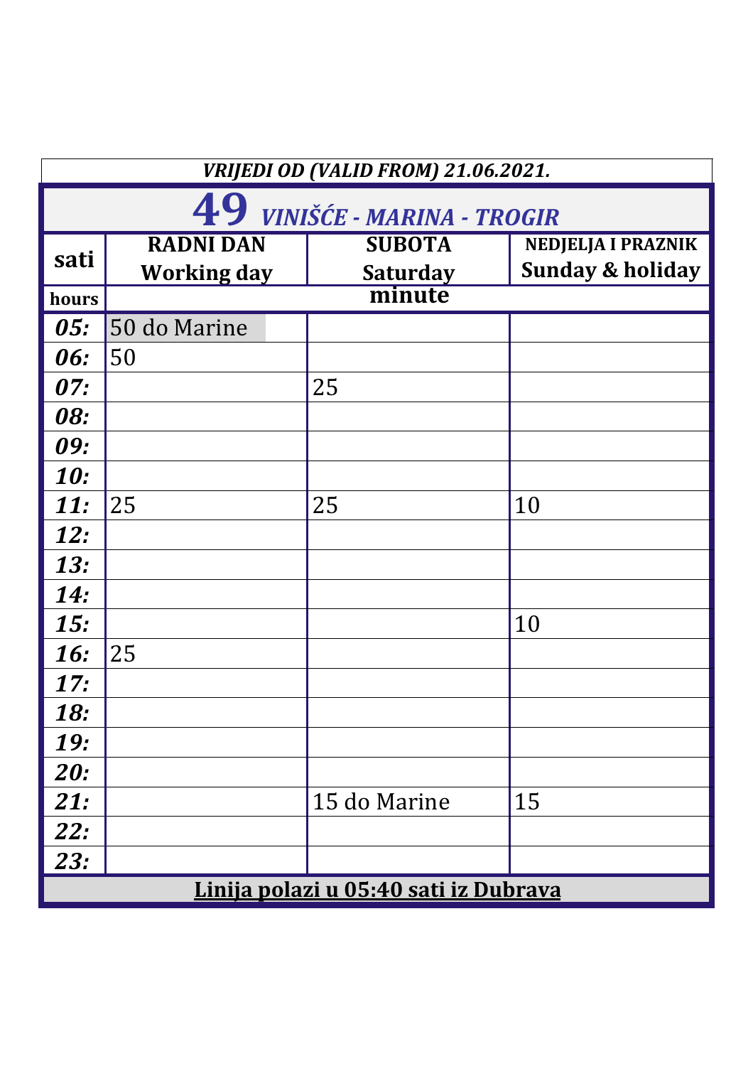*VRIJEDI OD (VALID FROM) 21.06.2021.*

# 49 *VINIŠĆE - MARINA - TROGIR*

| sati | RADNI DAN Working day | SUBOTA Saturday | NEDJELJA I PRAZNIK Sunday & holiday |
|---|---|---|---|
| hours | minute | | |
| ***05:*** | 50 do Marine | | |
| ***06:*** | 50 | | |
| ***07:*** | | 25 | |
| ***08:*** | | | |
| ***09:*** | | | |
| ***10:*** | | | |
| ***11:*** | 25 | 25 | 10 |
| ***12:*** | | | |
| ***13:*** | | | |
| ***14:*** | | | |
| ***15:*** | | | 10 |
| ***16:*** | 25 | | |
| ***17:*** | | | |
| ***18:*** | | | |
| ***19:*** | | | |
| ***20:*** | | | |
| ***21:*** | | 15 do Marine | 15 |
| ***22:*** | | | |
| ***23:*** | | | |

**Linija polazi u 05:40 sati iz Dubrava**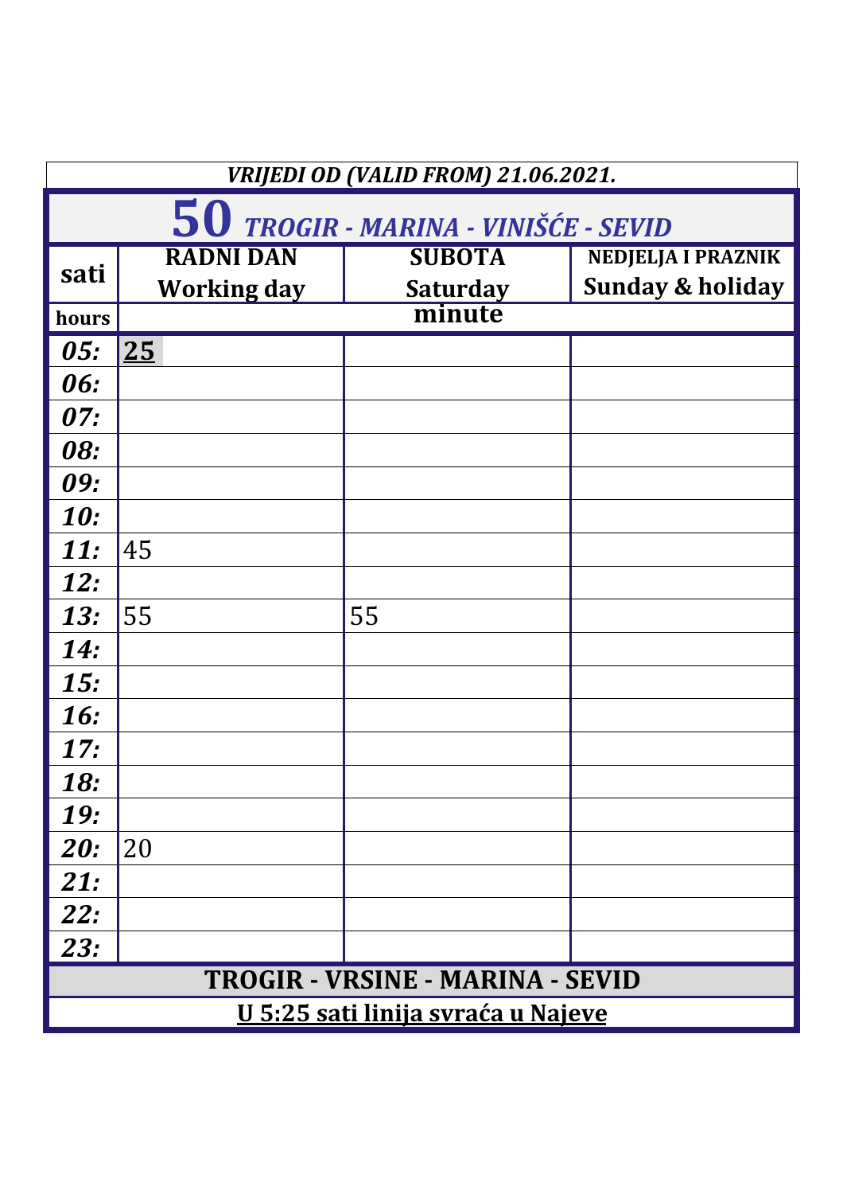*VRIJEDI OD (VALID FROM) 21.06.2021.*

# 50 *TROGIR - MARINA - VINIŠĆE - SEVID*

| sati | RADNI DAN Working day | SUBOTA Saturday | NEDJELJA I PRAZNIK Sunday & holiday |
|---|---|---|---|
| hours | minute | | |
| *05:* | **<u>25</u>** | | |
| *06:* | | | |
| *07:* | | | |
| *08:* | | | |
| *09:* | | | |
| *10:* | | | |
| *11:* | 45 | | |
| *12:* | | | |
| *13:* | 55 | 55 | |
| *14:* | | | |
| *15:* | | | |
| *16:* | | | |
| *17:* | | | |
| *18:* | | | |
| *19:* | | | |
| *20:* | 20 | | |
| *21:* | | | |
| *22:* | | | |
| *23:* | | | |

**TROGIR - VRSINE - MARINA - SEVID**

**<u>U 5:25 sati linija svraća u Najeve</u>**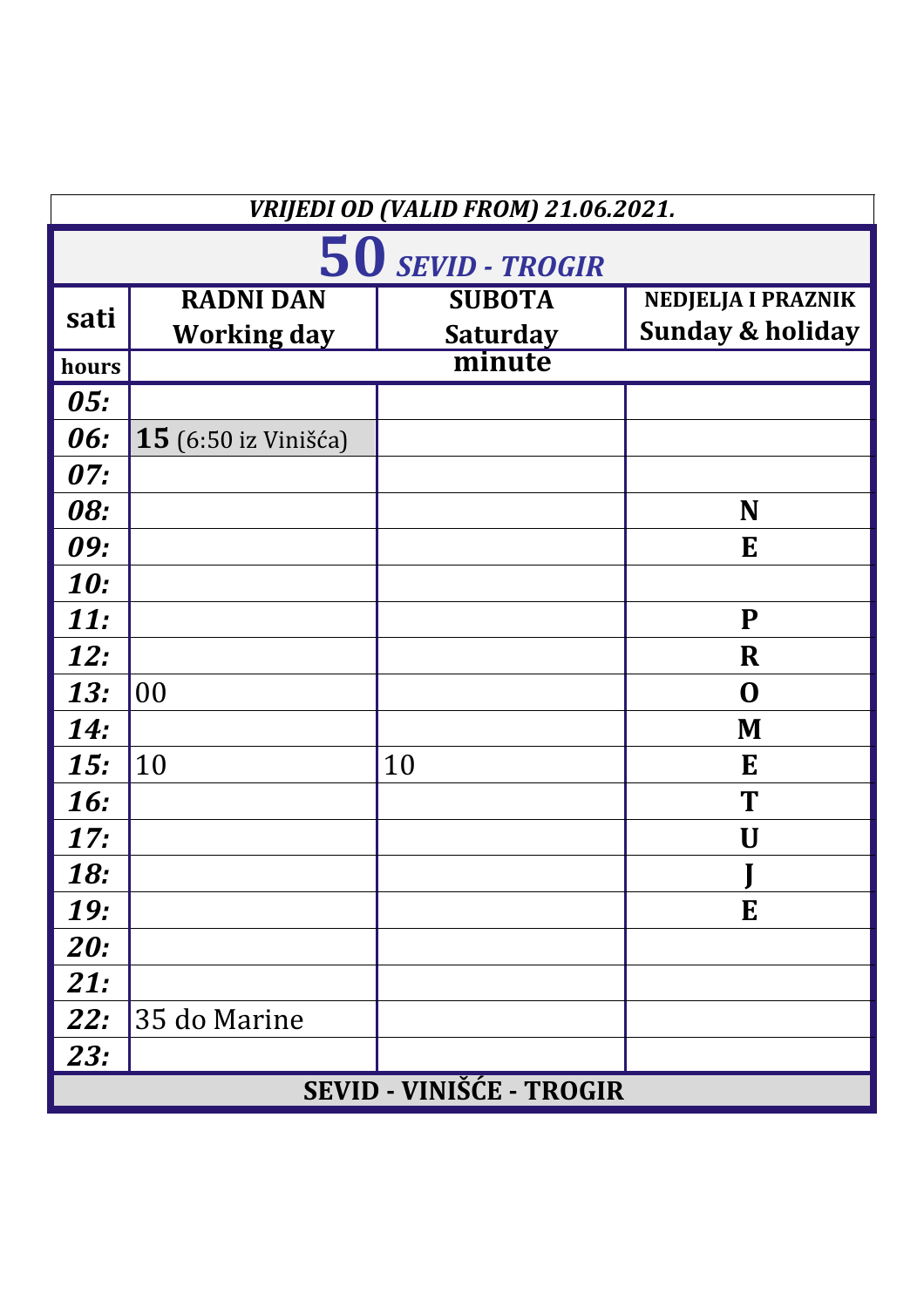*VRIJEDI OD (VALID FROM) 21.06.2021.*

# 50 *SEVID - TROGIR*

| sati | RADNI DAN Working day | SUBOTA Saturday | NEDJELJA I PRAZNIK Sunday & holiday |
|---|---|---|---|
| hours | minute | | |
| *05:* | | | |
| *06:* | **15** (6:50 iz Vinišća) | | |
| *07:* | | | |
| *08:* | | | **N** |
| *09:* | | | **E** |
| *10:* | | | |
| *11:* | | | **P** |
| *12:* | | | **R** |
| *13:* | 00 | | **O** |
| *14:* | | | **M** |
| *15:* | 10 | 10 | **E** |
| *16:* | | | **T** |
| *17:* | | | **U** |
| *18:* | | | **J** |
| *19:* | | | **E** |
| *20:* | | | |
| *21:* | | | |
| *22:* | 35 do Marine | | |
| *23:* | | | |

**SEVID - VINIŠĆE - TROGIR**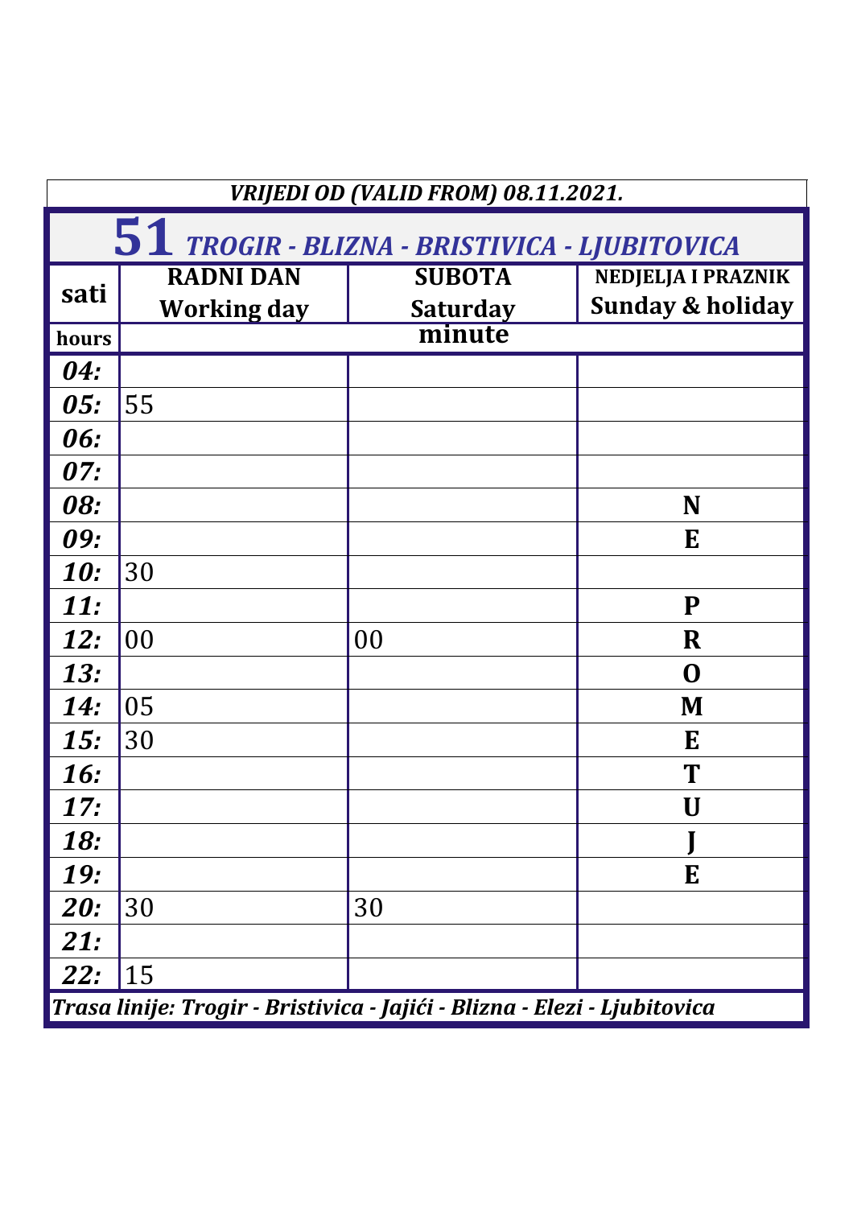*VRIJEDI OD (VALID FROM) 08.11.2021.*

# 51 *TROGIR - BLIZNA - BRISTIVICA - LJUBITOVICA*

| sati | RADNI DAN Working day | SUBOTA Saturday | NEDJELJA I PRAZNIK Sunday & holiday |
|---|---|---|---|
| hours | | minute | |
| **04:** | | | |
| **05:** | 55 | | |
| **06:** | | | |
| **07:** | | | |
| **08:** | | | **N** |
| **09:** | | | **E** |
| **10:** | 30 | | |
| **11:** | | | **P** |
| **12:** | 00 | 00 | **R** |
| **13:** | | | **O** |
| **14:** | 05 | | **M** |
| **15:** | 30 | | **E** |
| **16:** | | | **T** |
| **17:** | | | **U** |
| **18:** | | | **J** |
| **19:** | | | **E** |
| **20:** | 30 | 30 | |
| **21:** | | | |
| **22:** | 15 | | |

*Trasa linije: Trogir - Bristivica - Jajići - Blizna - Elezi - Ljubitovica*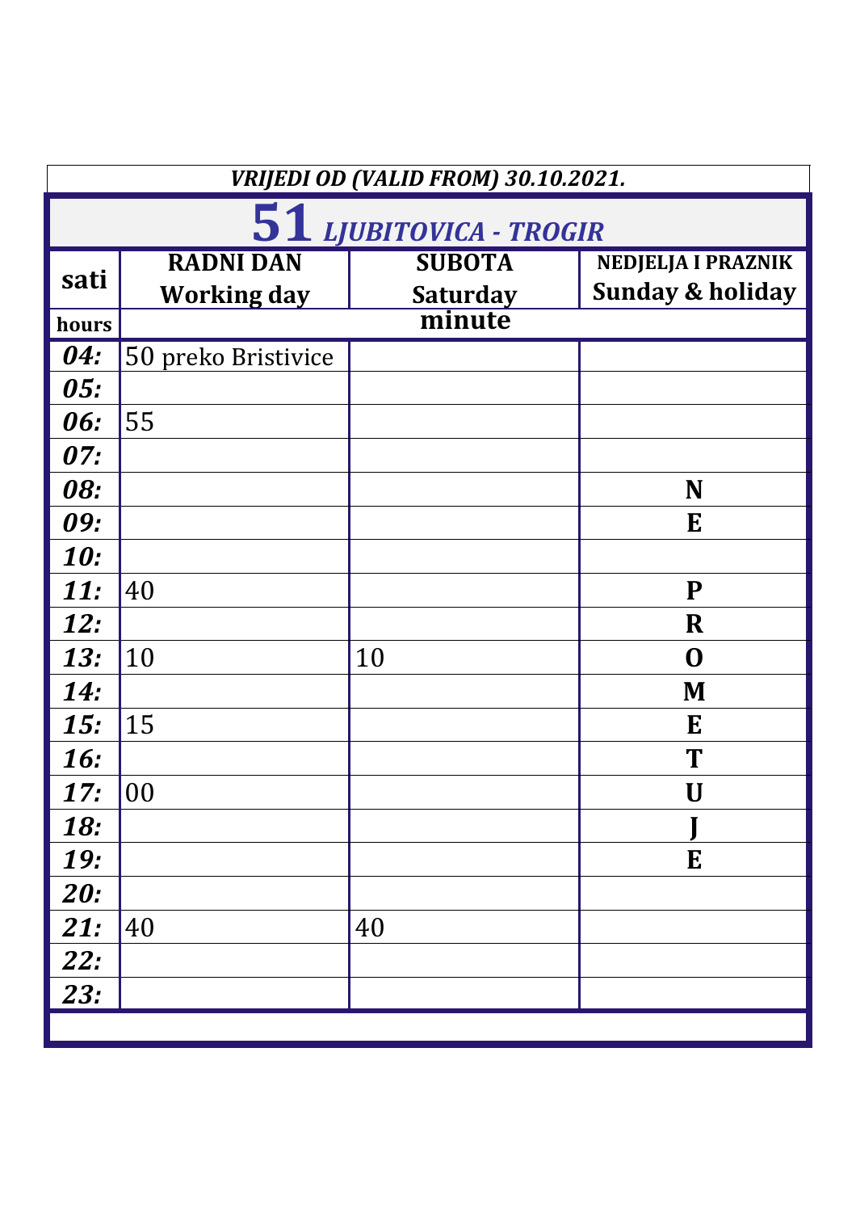*VRIJEDI OD (VALID FROM) 30.10.2021.*

# 51 *LJUBITOVICA - TROGIR*

| sati | RADNI DAN Working day | SUBOTA Saturday | NEDJELJA I PRAZNIK Sunday & holiday |
|---|---|---|---|
| hours | | minute | |
| ***04:*** | 50 preko Bristivice | | |
| ***05:*** | | | |
| ***06:*** | 55 | | |
| ***07:*** | | | |
| ***08:*** | | | **N** |
| ***09:*** | | | **E** |
| ***10:*** | | | |
| ***11:*** | 40 | | **P** |
| ***12:*** | | | **R** |
| ***13:*** | 10 | 10 | **O** |
| ***14:*** | | | **M** |
| ***15:*** | 15 | | **E** |
| ***16:*** | | | **T** |
| ***17:*** | 00 | | **U** |
| ***18:*** | | | **J** |
| ***19:*** | | | **E** |
| ***20:*** | | | |
| ***21:*** | 40 | 40 | |
| ***22:*** | | | |
| ***23:*** | | | |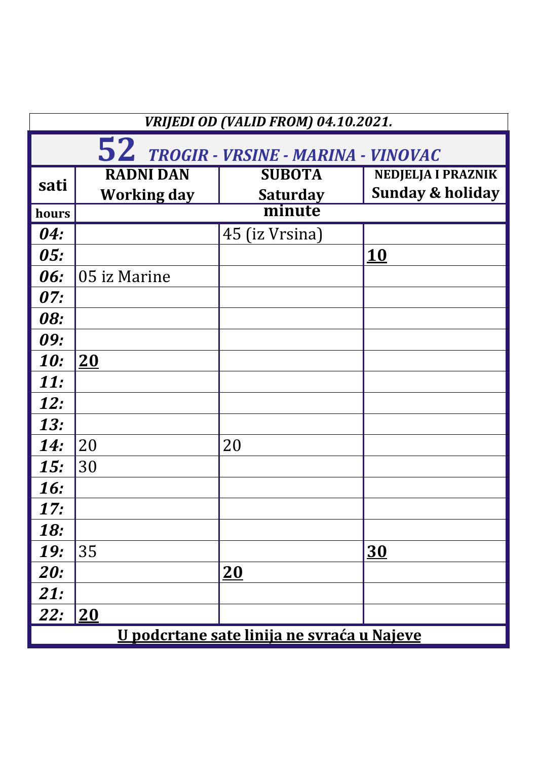*VRIJEDI OD (VALID FROM) 04.10.2021.*

# 52 *TROGIR - VRSINE - MARINA - VINOVAC*

| sati | RADNI DAN Working day | SUBOTA Saturday | NEDJELJA I PRAZNIK Sunday & holiday |
|---|---|---|---|
| hours | minute | | |
| *04:* | | 45 (iz Vrsina) | |
| *05:* | | | **<u>10</u>** |
| *06:* | 05 iz Marine | | |
| *07:* | | | |
| *08:* | | | |
| *09:* | | | |
| *10:* | **<u>20</u>** | | |
| *11:* | | | |
| *12:* | | | |
| *13:* | | | |
| *14:* | 20 | 20 | |
| *15:* | 30 | | |
| *16:* | | | |
| *17:* | | | |
| *18:* | | | |
| *19:* | 35 | | **<u>30</u>** |
| *20:* | | **<u>20</u>** | |
| *21:* | | | |
| *22:* | **<u>20</u>** | | |

**<u>U podcrtane sate linija ne svraća u Najeve</u>**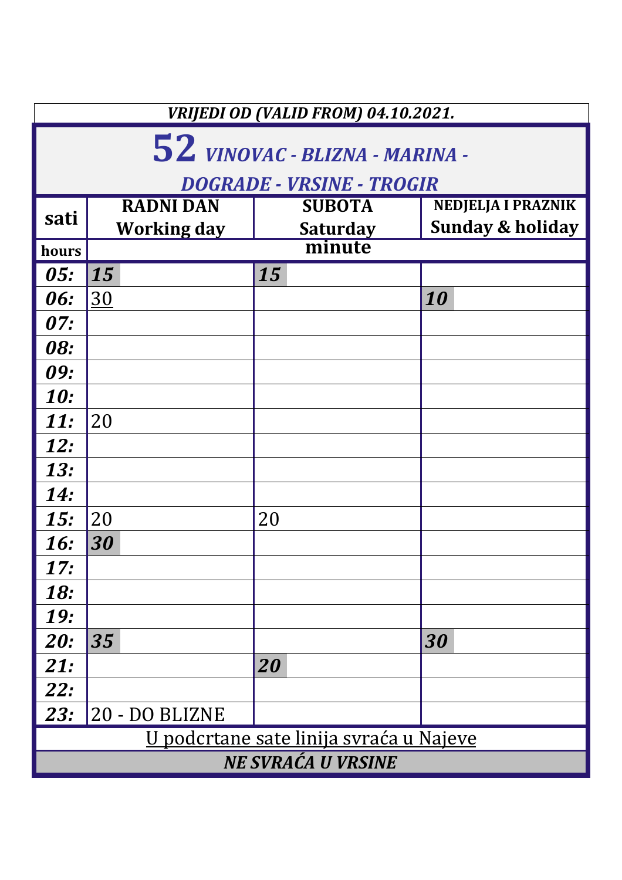*VRIJEDI OD (VALID FROM) 04.10.2021.*

# 52 *VINOVAC - BLIZNA - MARINA - DOGRADE - VRSINE - TROGIR*

| sati | RADNI DAN Working day | SUBOTA Saturday | NEDJELJA I PRAZNIK Sunday & holiday |
|---|---|---|---|
| hours | minute | | |
| ***05:*** | ***15*** | ***15*** | |
| ***06:*** | 30 | | ***10*** |
| ***07:*** | | | |
| ***08:*** | | | |
| ***09:*** | | | |
| ***10:*** | | | |
| ***11:*** | 20 | | |
| ***12:*** | | | |
| ***13:*** | | | |
| ***14:*** | | | |
| ***15:*** | 20 | 20 | |
| ***16:*** | ***30*** | | |
| ***17:*** | | | |
| ***18:*** | | | |
| ***19:*** | | | |
| ***20:*** | ***35*** | | ***30*** |
| ***21:*** | | ***20*** | |
| ***22:*** | | | |
| ***23:*** | 20 - DO BLIZNE | | |

U podcrtane sate linija svraća u Najeve

***NE SVRAĆA U VRSINE***